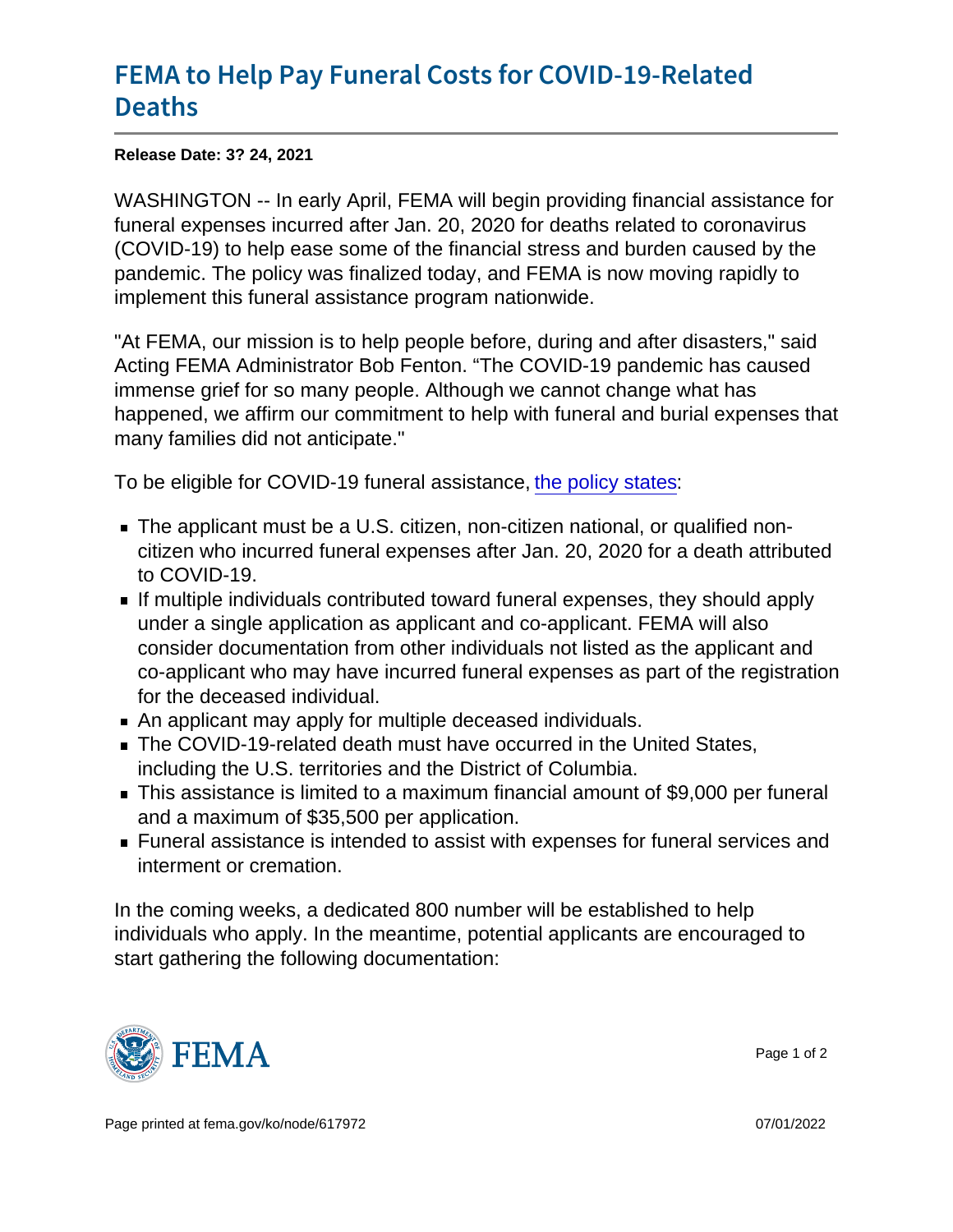# FEMA to Help Pay Funeral Costs for COVID-19-Related Deaths

**Release Date: 3? 24, 2021**

WASHINGTON -- In early April, FEMA will begin providing financial assistance for funeral expenses incurred after Jan. 20, 2020 for deaths related to coronavirus (COVID-19) to help ease some of the financial stress and burden caused by the pandemic. The policy was finalized today, and FEMA is now moving rapidly to implement this funeral assistance program nationwide.

"At FEMA, our mission is to help people before, during and after disasters," said Acting FEMA Administrator Bob Fenton. “The COVID-19 pandemic has caused immense grief for so many people. Although we cannot change what has happened, we affirm our commitment to help with funeral and burial expenses that many families did not anticipate."

To be eligible for COVID-19 funeral assistance, the policy states:

- The applicant must be a U.S. citizen, non-citizen national, or qualified non-citizen who incurred funeral expenses after Jan. 20, 2020 for a death attributed to COVID-19.
- If multiple individuals contributed toward funeral expenses, they should apply under a single application as applicant and co-applicant. FEMA will also consider documentation from other individuals not listed as the applicant and co-applicant who may have incurred funeral expenses as part of the registration for the deceased individual.
- An applicant may apply for multiple deceased individuals.
- The COVID-19-related death must have occurred in the United States, including the U.S. territories and the District of Columbia.
- This assistance is limited to a maximum financial amount of $9,000 per funeral and a maximum of $35,500 per application.
- Funeral assistance is intended to assist with expenses for funeral services and interment or cremation.

In the coming weeks, a dedicated 800 number will be established to help individuals who apply. In the meantime, potential applicants are encouraged to start gathering the following documentation: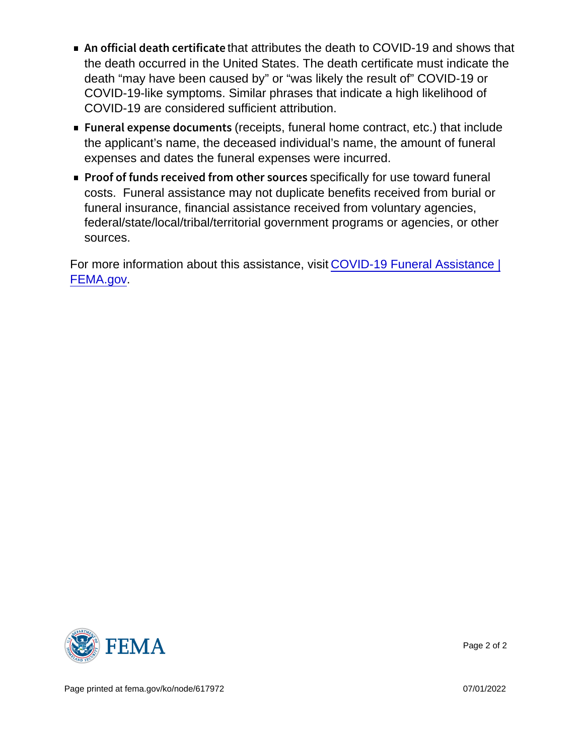- **An official death certificate** that attributes the death to COVID-19 and shows that the death occurred in the United States. The death certificate must indicate the death "may have been caused by" or "was likely the result of" COVID-19 or COVID-19-like symptoms. Similar phrases that indicate a high likelihood of COVID-19 are considered sufficient attribution.
- **Funeral expense documents** (receipts, funeral home contract, etc.) that include the applicant's name, the deceased individual's name, the amount of funeral expenses and dates the funeral expenses were incurred.
- **Proof of funds received from other sources** specifically for use toward funeral costs. Funeral assistance may not duplicate benefits received from burial or funeral insurance, financial assistance received from voluntary agencies, federal/state/local/tribal/territorial government programs or agencies, or other sources.

For more information about this assistance, visit [COVID-19 Funeral Assistance | FEMA.gov].